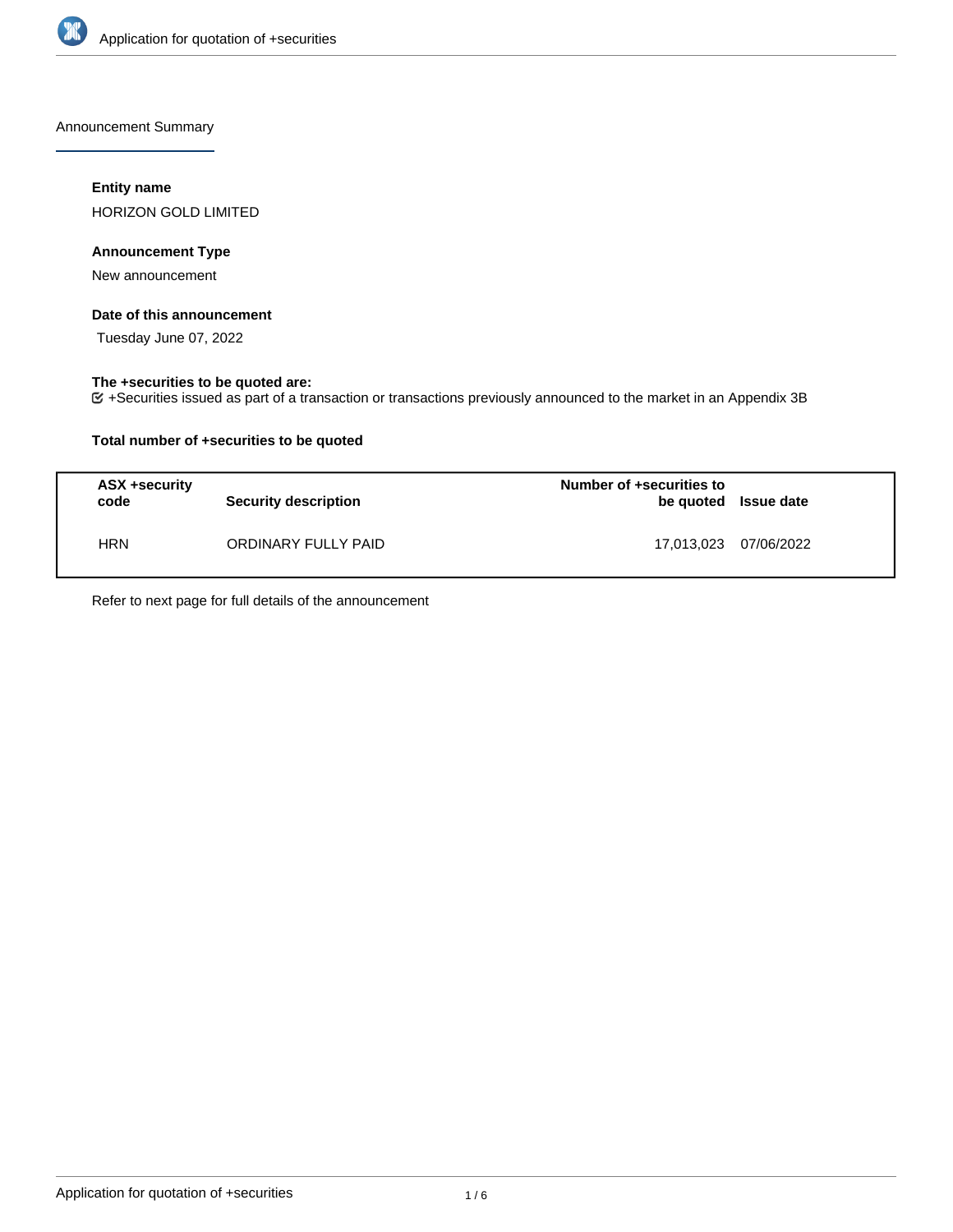Announcement Summary

**Entity name**

HORIZON GOLD LIMITED

**Announcement Type**

New announcement

**Date of this announcement**

Tuesday June 07, 2022

**The +securities to be quoted are:**

☑ +Securities issued as part of a transaction or transactions previously announced to the market in an Appendix 3B

**Total number of +securities to be quoted**

| ASX +security code | Security description | Number of +securities to be quoted | Issue date |
|---|---|---|---|
| HRN | ORDINARY FULLY PAID | 17,013,023 | 07/06/2022 |

Refer to next page for full details of the announcement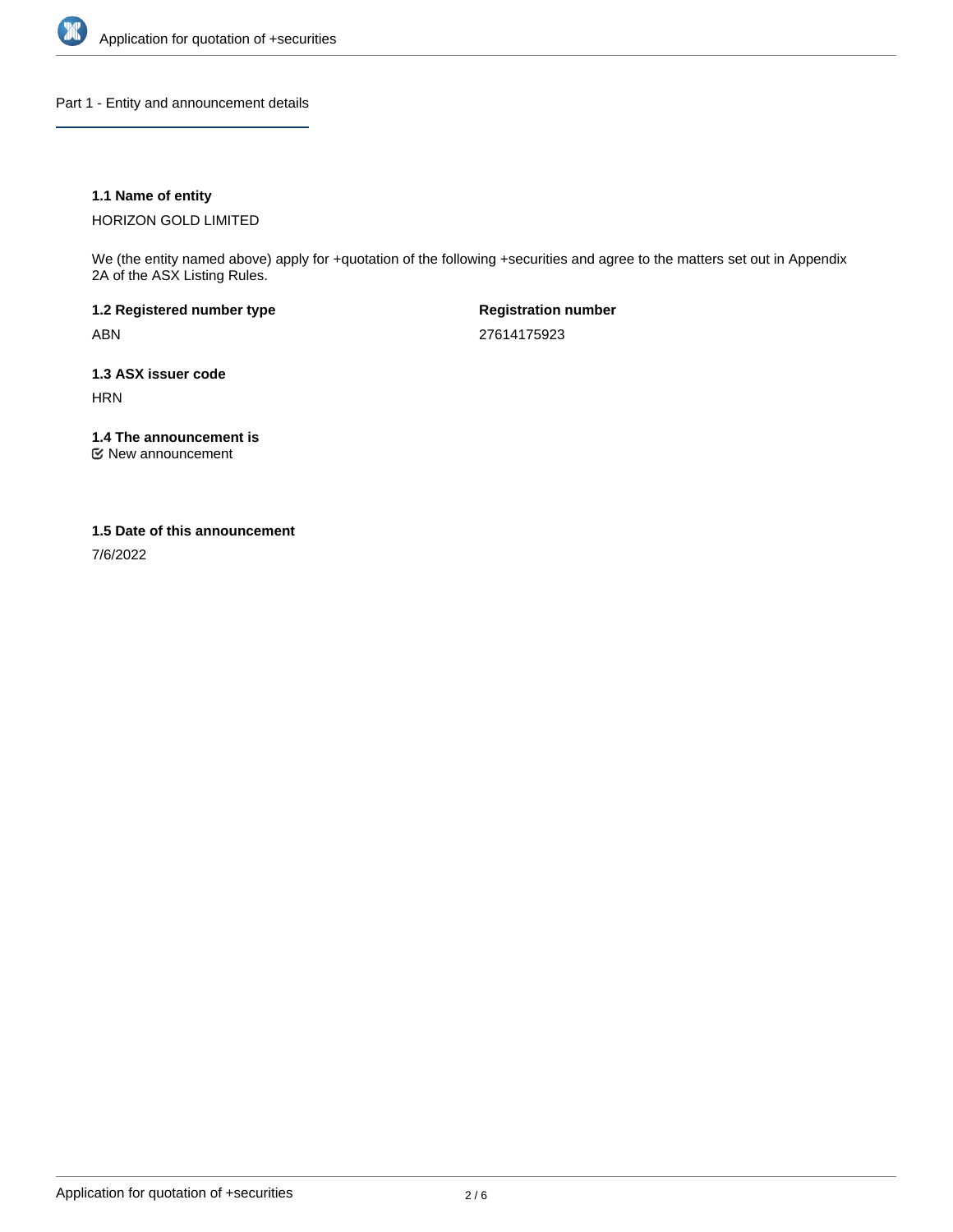## Part 1 - Entity and announcement details

**1.1 Name of entity**

HORIZON GOLD LIMITED

We (the entity named above) apply for +quotation of the following +securities and agree to the matters set out in Appendix 2A of the ASX Listing Rules.

**1.2 Registered number type**

ABN

**Registration number**

27614175923

**1.3 ASX issuer code**

HRN

**1.4 The announcement is**

☑ New announcement

**1.5 Date of this announcement**

7/6/2022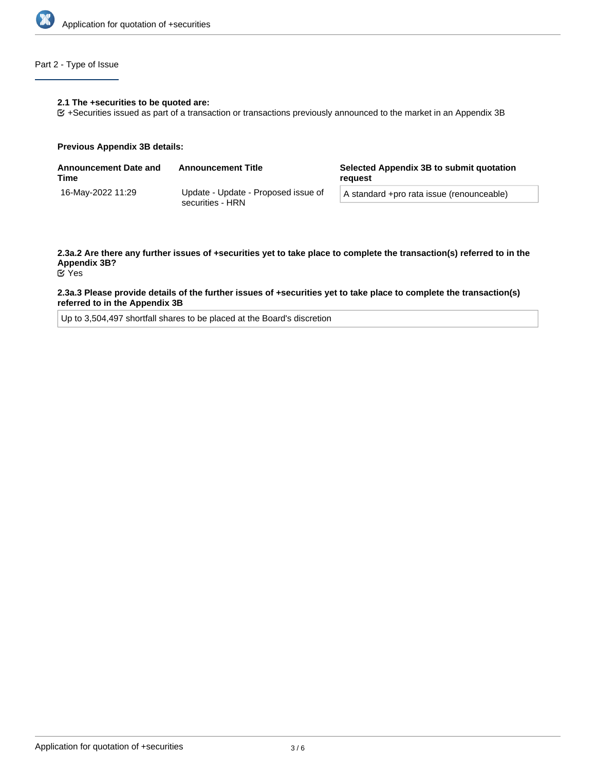## Part 2 - Type of Issue

**2.1 The +securities to be quoted are:**

☑ +Securities issued as part of a transaction or transactions previously announced to the market in an Appendix 3B

**Previous Appendix 3B details:**

| Announcement Date and Time | Announcement Title | Selected Appendix 3B to submit quotation request |
|---|---|---|
| 16-May-2022 11:29 | Update - Update - Proposed issue of securities - HRN | A standard +pro rata issue (renounceable) |

**2.3a.2 Are there any further issues of +securities yet to take place to complete the transaction(s) referred to in the Appendix 3B?**

☑ Yes

**2.3a.3 Please provide details of the further issues of +securities yet to take place to complete the transaction(s) referred to in the Appendix 3B**

Up to 3,504,497 shortfall shares to be placed at the Board's discretion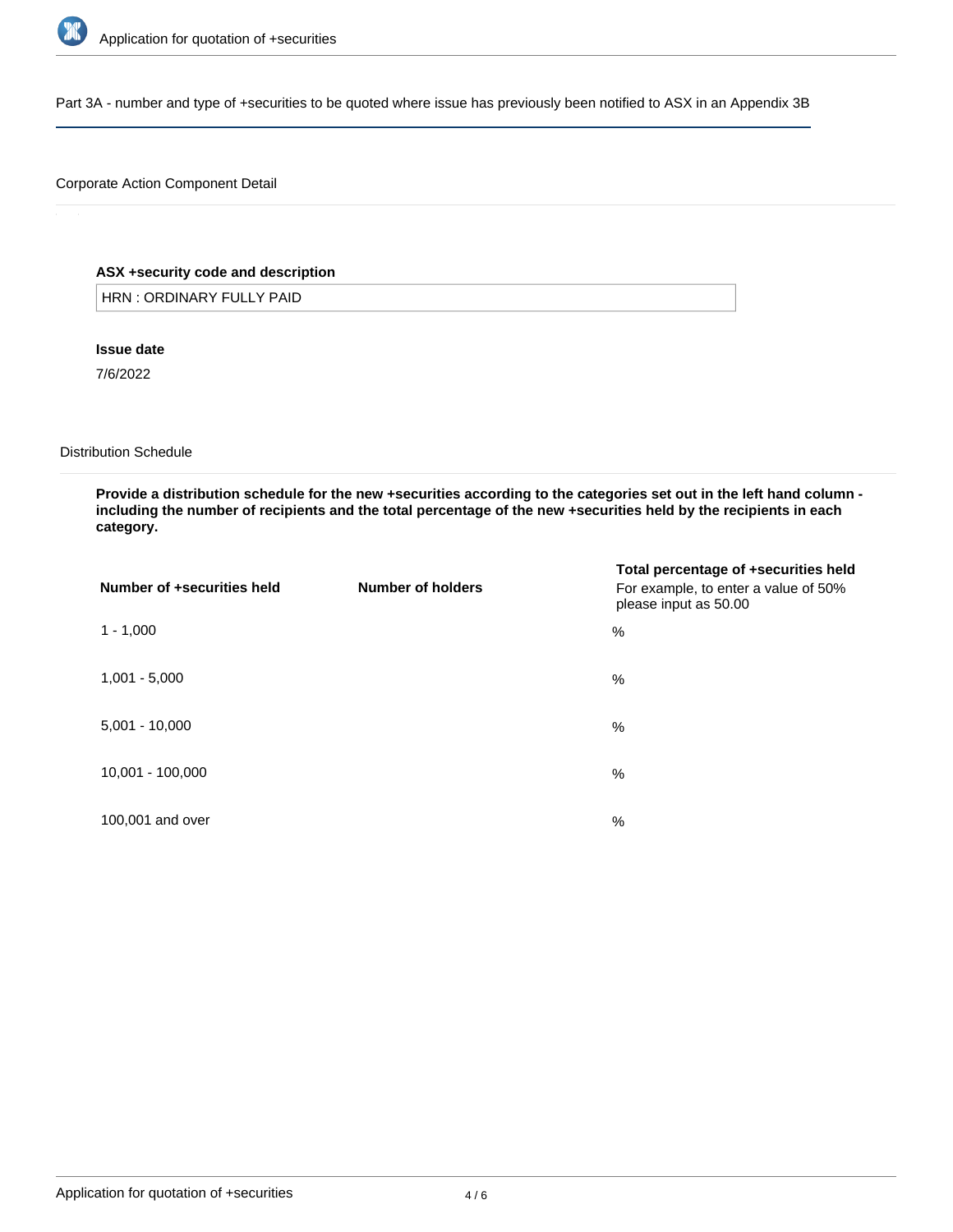## Part 3A - number and type of +securities to be quoted where issue has previously been notified to ASX in an Appendix 3B

### Corporate Action Component Detail

**ASX +security code and description**

HRN : ORDINARY FULLY PAID

**Issue date**

7/6/2022

### Distribution Schedule

**Provide a distribution schedule for the new +securities according to the categories set out in the left hand column - including the number of recipients and the total percentage of the new +securities held by the recipients in each category.**

| Number of +securities held | Number of holders | Total percentage of +securities held<br>For example, to enter a value of 50% please input as 50.00 |
|---|---|---|
| 1 - 1,000 | | % |
| 1,001 - 5,000 | | % |
| 5,001 - 10,000 | | % |
| 10,001 - 100,000 | | % |
| 100,001 and over | | % |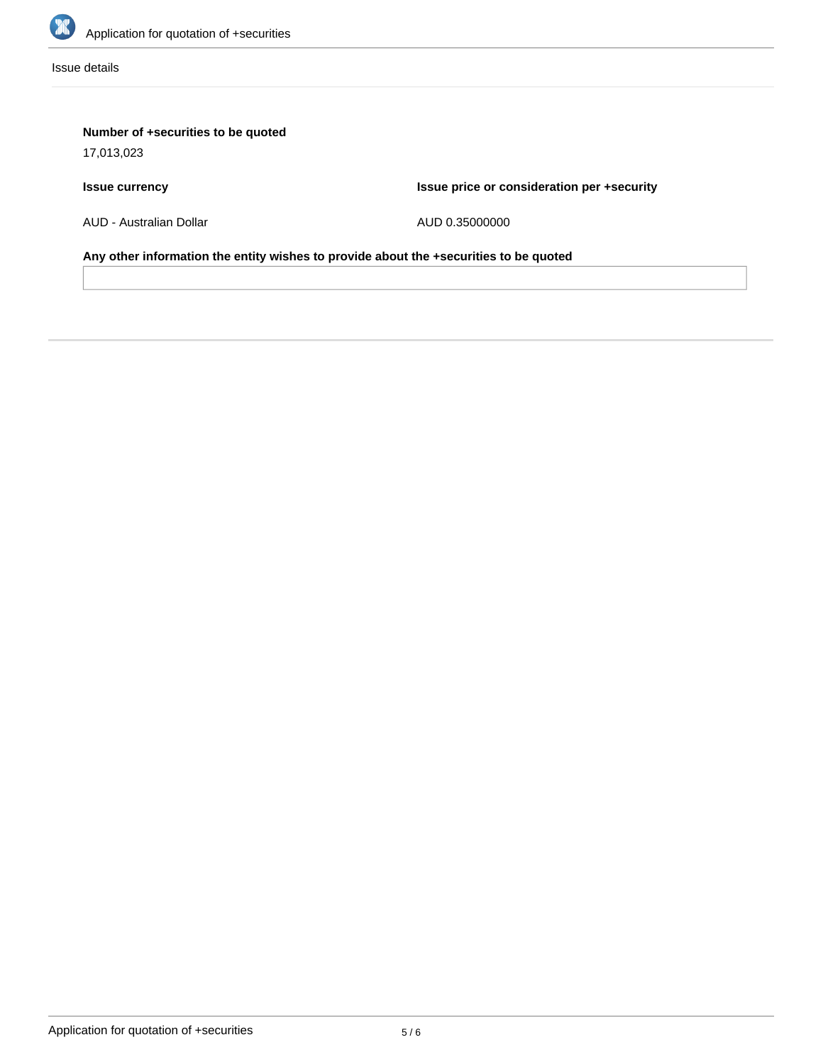Issue details

**Number of +securities to be quoted**

17,013,023

| **Issue currency** | **Issue price or consideration per +security** |
| --- | --- |
| AUD - Australian Dollar | AUD 0.35000000 |

**Any other information the entity wishes to provide about the +securities to be quoted**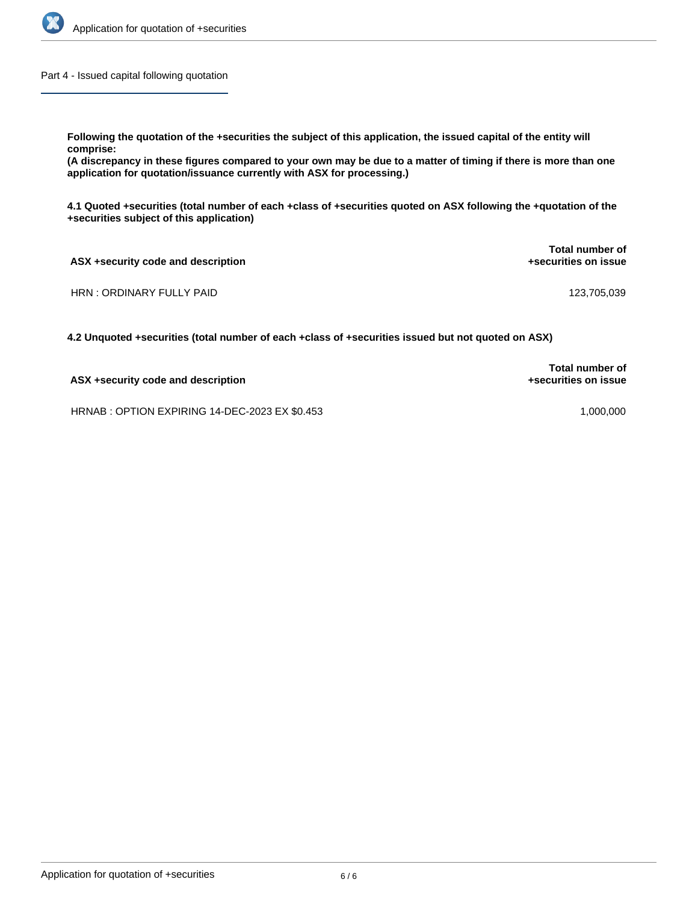## Part 4 - Issued capital following quotation

**Following the quotation of the +securities the subject of this application, the issued capital of the entity will comprise:**
**(A discrepancy in these figures compared to your own may be due to a matter of timing if there is more than one application for quotation/issuance currently with ASX for processing.)**

**4.1 Quoted +securities (total number of each +class of +securities quoted on ASX following the +quotation of the +securities subject of this application)**

| ASX +security code and description | Total number of +securities on issue |
|---|---|
| HRN : ORDINARY FULLY PAID | 123,705,039 |

**4.2 Unquoted +securities (total number of each +class of +securities issued but not quoted on ASX)**

| ASX +security code and description | Total number of +securities on issue |
|---|---|
| HRNAB : OPTION EXPIRING 14-DEC-2023 EX $0.453 | 1,000,000 |